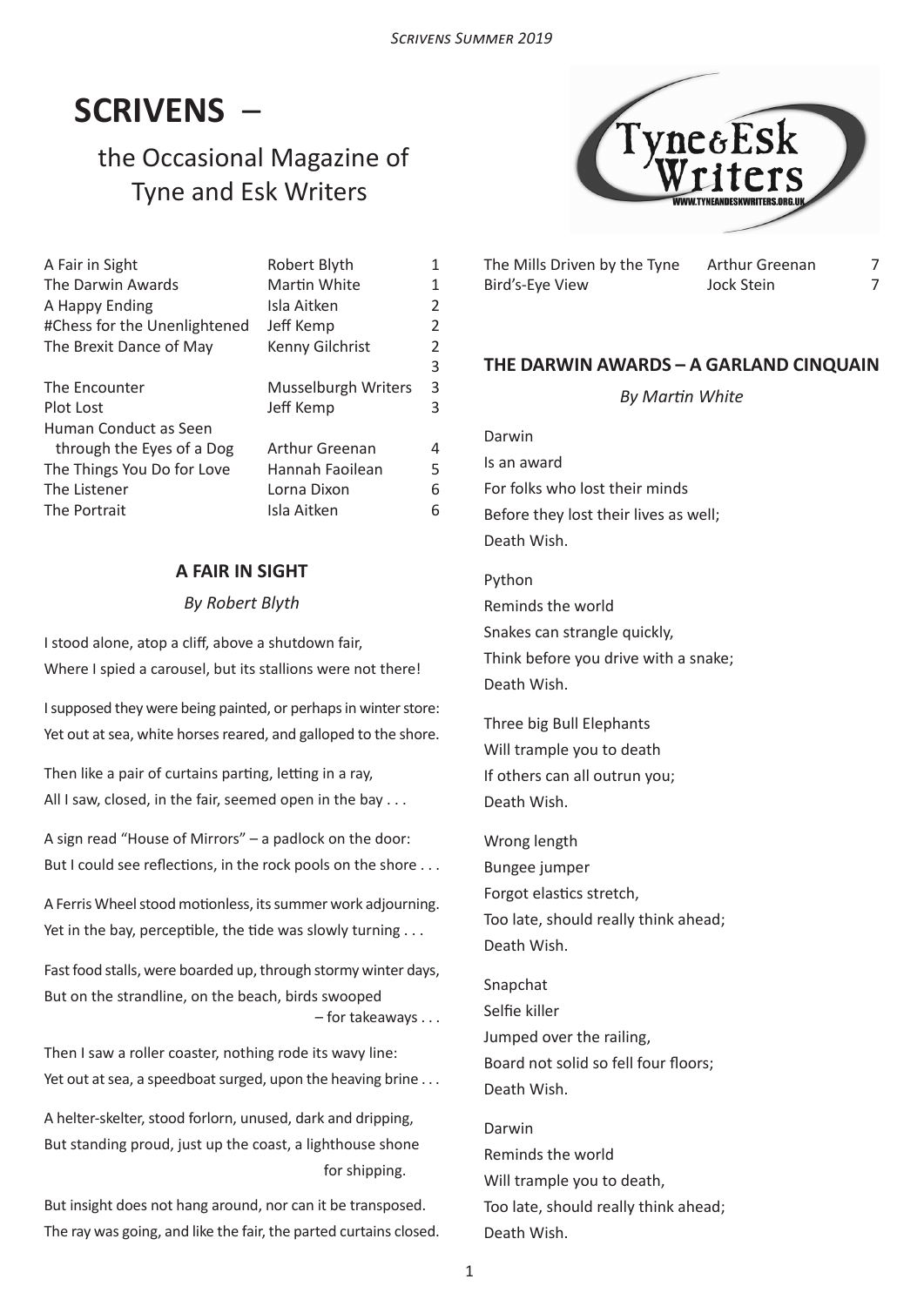# SCRIVENS –

## the Occasional Magazine of Tyne and Esk Writers

| | | |
|---|---|---|
| A Fair in Sight | Robert Blyth | 1 |
| The Darwin Awards | Martin White | 1 |
| A Happy Ending | Isla Aitken | 2 |
| #Chess for the Unenlightened | Jeff Kemp | 2 |
| The Brexit Dance of May | Kenny Gilchrist | 2 |
| | | 3 |
| The Encounter | Musselburgh Writers | 3 |
| Plot Lost | Jeff Kemp | 3 |
| Human Conduct as Seen through the Eyes of a Dog | Arthur Greenan | 4 |
| The Things You Do for Love | Hannah Faoilean | 5 |
| The Listener | Lorna Dixon | 6 |
| The Portrait | Isla Aitken | 6 |
| The Mills Driven by the Tyne | Arthur Greenan | 7 |
| Bird's-Eye View | Jock Stein | 7 |

### A FAIR IN SIGHT

*By Robert Blyth*

I stood alone, atop a cliff, above a shutdown fair,
Where I spied a carousel, but its stallions were not there!

I supposed they were being painted, or perhaps in winter store:
Yet out at sea, white horses reared, and galloped to the shore.

Then like a pair of curtains parting, letting in a ray,
All I saw, closed, in the fair, seemed open in the bay . . .

A sign read "House of Mirrors" – a padlock on the door:
But I could see reflections, in the rock pools on the shore . . .

A Ferris Wheel stood motionless, its summer work adjourning.
Yet in the bay, perceptible, the tide was slowly turning . . .

Fast food stalls, were boarded up, through stormy winter days,
But on the strandline, on the beach, birds swooped
– for takeaways . . .

Then I saw a roller coaster, nothing rode its wavy line:
Yet out at sea, a speedboat surged, upon the heaving brine . . .

A helter-skelter, stood forlorn, unused, dark and dripping,
But standing proud, just up the coast, a lighthouse shone
for shipping.

But insight does not hang around, nor can it be transposed.
The ray was going, and like the fair, the parted curtains closed.

### THE DARWIN AWARDS – A GARLAND CINQUAIN

*By Martin White*

Darwin
Is an award
For folks who lost their minds
Before they lost their lives as well;
Death Wish.

Python
Reminds the world
Snakes can strangle quickly,
Think before you drive with a snake;
Death Wish.

Three big Bull Elephants
Will trample you to death
If others can all outrun you;
Death Wish.

Wrong length
Bungee jumper
Forgot elastics stretch,
Too late, should really think ahead;
Death Wish.

Snapchat
Selfie killer
Jumped over the railing,
Board not solid so fell four floors;
Death Wish.

Darwin
Reminds the world
Will trample you to death,
Too late, should really think ahead;
Death Wish.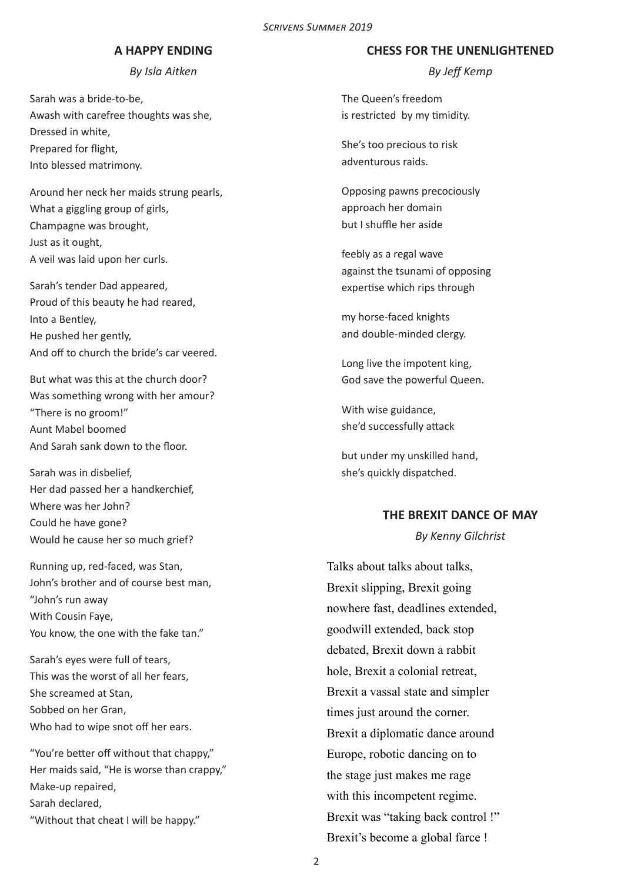## A HAPPY ENDING

*By Isla Aitken*

Sarah was a bride-to-be,
Awash with carefree thoughts was she,
Dressed in white,
Prepared for flight,
Into blessed matrimony.

Around her neck her maids strung pearls,
What a giggling group of girls,
Champagne was brought,
Just as it ought,
A veil was laid upon her curls.

Sarah's tender Dad appeared,
Proud of this beauty he had reared,
Into a Bentley,
He pushed her gently,
And off to church the bride's car veered.

But what was this at the church door?
Was something wrong with her amour?
"There is no groom!"
Aunt Mabel boomed
And Sarah sank down to the floor.

Sarah was in disbelief,
Her dad passed her a handkerchief,
Where was her John?
Could he have gone?
Would he cause her so much grief?

Running up, red-faced, was Stan,
John's brother and of course best man,
"John's run away
With Cousin Faye,
You know, the one with the fake tan."

Sarah's eyes were full of tears,
This was the worst of all her fears,
She screamed at Stan,
Sobbed on her Gran,
Who had to wipe snot off her ears.

"You're better off without that chappy,"
Her maids said, "He is worse than crappy,"
Make-up repaired,
Sarah declared,
"Without that cheat I will be happy."

## CHESS FOR THE UNENLIGHTENED

*By Jeff Kemp*

The Queen's freedom
is restricted by my timidity.

She's too precious to risk
adventurous raids.

Opposing pawns precociously
approach her domain
but I shuffle her aside

feebly as a regal wave
against the tsunami of opposing
expertise which rips through

my horse-faced knights
and double-minded clergy.

Long live the impotent king,
God save the powerful Queen.

With wise guidance,
she'd successfully attack

but under my unskilled hand,
she's quickly dispatched.

## THE BREXIT DANCE OF MAY

*By Kenny Gilchrist*

Talks about talks about talks,
Brexit slipping, Brexit going
nowhere fast, deadlines extended,
goodwill extended, back stop
debated, Brexit down a rabbit
hole, Brexit a colonial retreat,
Brexit a vassal state and simpler
times just around the corner.
Brexit a diplomatic dance around
Europe, robotic dancing on to
the stage just makes me rage
with this incompetent regime.
Brexit was "taking back control !"
Brexit's become a global farce !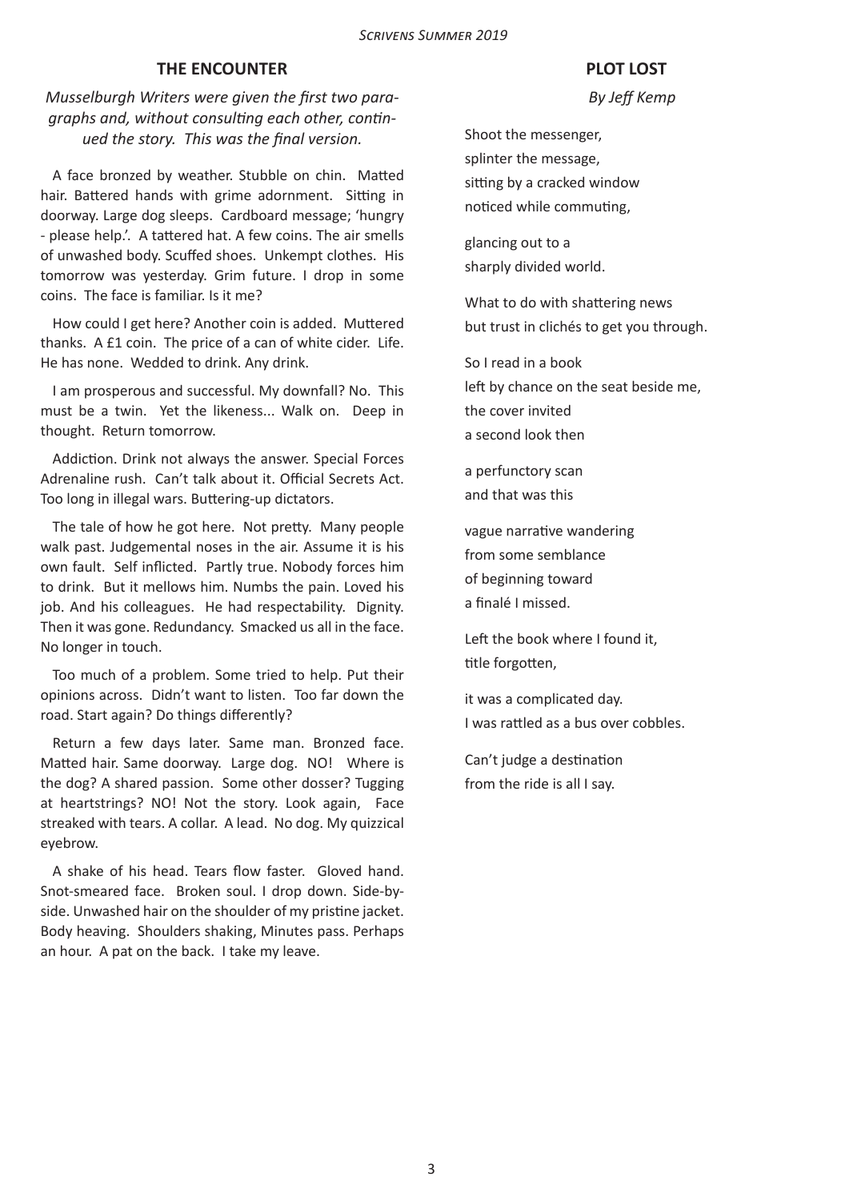## THE ENCOUNTER

*Musselburgh Writers were given the first two paragraphs and, without consulting each other, continued the story. This was the final version.*

A face bronzed by weather. Stubble on chin. Matted hair. Battered hands with grime adornment. Sitting in doorway. Large dog sleeps. Cardboard message; 'hungry - please help.'. A tattered hat. A few coins. The air smells of unwashed body. Scuffed shoes. Unkempt clothes. His tomorrow was yesterday. Grim future. I drop in some coins. The face is familiar. Is it me?

How could I get here? Another coin is added. Muttered thanks. A £1 coin. The price of a can of white cider. Life. He has none. Wedded to drink. Any drink.

I am prosperous and successful. My downfall? No. This must be a twin. Yet the likeness... Walk on. Deep in thought. Return tomorrow.

Addiction. Drink not always the answer. Special Forces Adrenaline rush. Can't talk about it. Official Secrets Act. Too long in illegal wars. Buttering-up dictators.

The tale of how he got here. Not pretty. Many people walk past. Judgemental noses in the air. Assume it is his own fault. Self inflicted. Partly true. Nobody forces him to drink. But it mellows him. Numbs the pain. Loved his job. And his colleagues. He had respectability. Dignity. Then it was gone. Redundancy. Smacked us all in the face. No longer in touch.

Too much of a problem. Some tried to help. Put their opinions across. Didn't want to listen. Too far down the road. Start again? Do things differently?

Return a few days later. Same man. Bronzed face. Matted hair. Same doorway. Large dog. NO! Where is the dog? A shared passion. Some other dosser? Tugging at heartstrings? NO! Not the story. Look again, Face streaked with tears. A collar. A lead. No dog. My quizzical eyebrow.

A shake of his head. Tears flow faster. Gloved hand. Snot-smeared face. Broken soul. I drop down. Side-by-side. Unwashed hair on the shoulder of my pristine jacket. Body heaving. Shoulders shaking, Minutes pass. Perhaps an hour. A pat on the back. I take my leave.

## PLOT LOST

*By Jeff Kemp*

Shoot the messenger,
splinter the message,
sitting by a cracked window
noticed while commuting,

glancing out to a
sharply divided world.

What to do with shattering news
but trust in clichés to get you through.

So I read in a book
left by chance on the seat beside me,
the cover invited
a second look then

a perfunctory scan
and that was this

vague narrative wandering
from some semblance
of beginning toward
a finalé I missed.

Left the book where I found it,
title forgotten,

it was a complicated day.
I was rattled as a bus over cobbles.

Can't judge a destination
from the ride is all I say.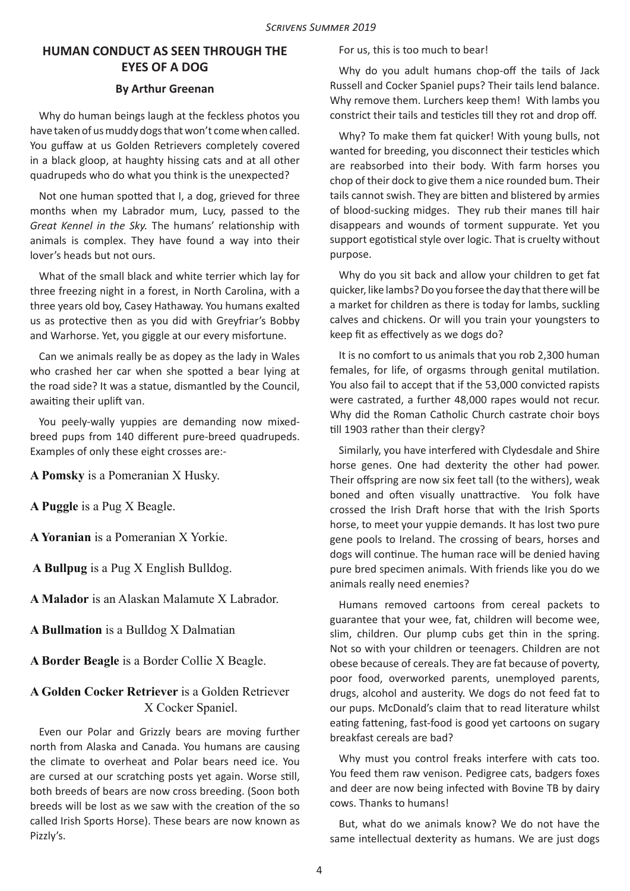## HUMAN CONDUCT AS SEEN THROUGH THE EYES OF A DOG

**By Arthur Greenan**

Why do human beings laugh at the feckless photos you have taken of us muddy dogs that won't come when called. You guffaw at us Golden Retrievers completely covered in a black gloop, at haughty hissing cats and at all other quadrupeds who do what you think is the unexpected?

Not one human spotted that I, a dog, grieved for three months when my Labrador mum, Lucy, passed to the *Great Kennel in the Sky.* The humans' relationship with animals is complex. They have found a way into their lover's heads but not ours.

What of the small black and white terrier which lay for three freezing night in a forest, in North Carolina, with a three years old boy, Casey Hathaway. You humans exalted us as protective then as you did with Greyfriar's Bobby and Warhorse. Yet, you giggle at our every misfortune.

Can we animals really be as dopey as the lady in Wales who crashed her car when she spotted a bear lying at the road side? It was a statue, dismantled by the Council, awaiting their uplift van.

You peely-wally yuppies are demanding now mixed-breed pups from 140 different pure-breed quadrupeds. Examples of only these eight crosses are:-

**A Pomsky** is a Pomeranian X Husky.

**A Puggle** is a Pug X Beagle.

**A Yoranian** is a Pomeranian X Yorkie.

**A Bullpug** is a Pug X English Bulldog.

**A Malador** is an Alaskan Malamute X Labrador.

**A Bullmation** is a Bulldog X Dalmatian

**A Border Beagle** is a Border Collie X Beagle.

**A Golden Cocker Retriever** is a Golden Retriever X Cocker Spaniel.

Even our Polar and Grizzly bears are moving further north from Alaska and Canada. You humans are causing the climate to overheat and Polar bears need ice. You are cursed at our scratching posts yet again. Worse still, both breeds of bears are now cross breeding. (Soon both breeds will be lost as we saw with the creation of the so called Irish Sports Horse). These bears are now known as Pizzly's.

For us, this is too much to bear!

Why do you adult humans chop-off the tails of Jack Russell and Cocker Spaniel pups? Their tails lend balance. Why remove them. Lurchers keep them! With lambs you constrict their tails and testicles till they rot and drop off.

Why? To make them fat quicker! With young bulls, not wanted for breeding, you disconnect their testicles which are reabsorbed into their body. With farm horses you chop of their dock to give them a nice rounded bum. Their tails cannot swish. They are bitten and blistered by armies of blood-sucking midges. They rub their manes till hair disappears and wounds of torment suppurate. Yet you support egotistical style over logic. That is cruelty without purpose.

Why do you sit back and allow your children to get fat quicker, like lambs? Do you forsee the day that there will be a market for children as there is today for lambs, suckling calves and chickens. Or will you train your youngsters to keep fit as effectively as we dogs do?

It is no comfort to us animals that you rob 2,300 human females, for life, of orgasms through genital mutilation. You also fail to accept that if the 53,000 convicted rapists were castrated, a further 48,000 rapes would not recur. Why did the Roman Catholic Church castrate choir boys till 1903 rather than their clergy?

Similarly, you have interfered with Clydesdale and Shire horse genes. One had dexterity the other had power. Their offspring are now six feet tall (to the withers), weak boned and often visually unattractive. You folk have crossed the Irish Draft horse that with the Irish Sports horse, to meet your yuppie demands. It has lost two pure gene pools to Ireland. The crossing of bears, horses and dogs will continue. The human race will be denied having pure bred specimen animals. With friends like you do we animals really need enemies?

Humans removed cartoons from cereal packets to guarantee that your wee, fat, children will become wee, slim, children. Our plump cubs get thin in the spring. Not so with your children or teenagers. Children are not obese because of cereals. They are fat because of poverty, poor food, overworked parents, unemployed parents, drugs, alcohol and austerity. We dogs do not feed fat to our pups. McDonald's claim that to read literature whilst eating fattening, fast-food is good yet cartoons on sugary breakfast cereals are bad?

Why must you control freaks interfere with cats too. You feed them raw venison. Pedigree cats, badgers foxes and deer are now being infected with Bovine TB by dairy cows. Thanks to humans!

But, what do we animals know? We do not have the same intellectual dexterity as humans. We are just dogs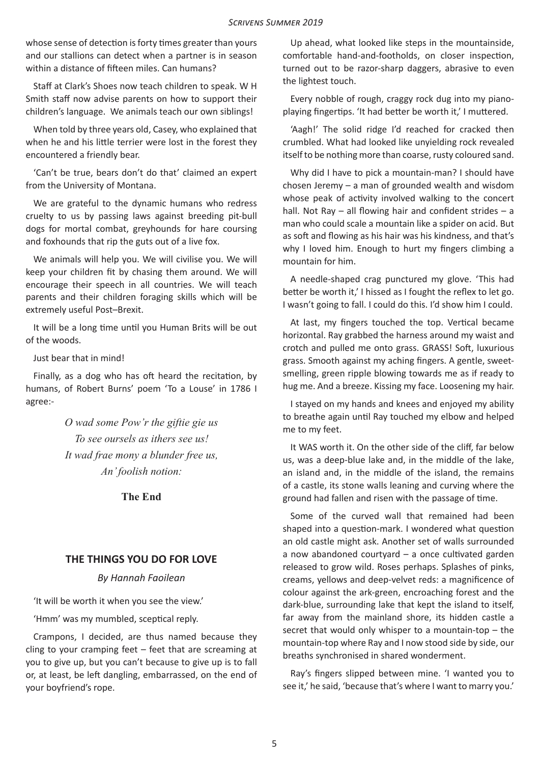whose sense of detection is forty times greater than yours and our stallions can detect when a partner is in season within a distance of fifteen miles. Can humans?

Staff at Clark's Shoes now teach children to speak. W H Smith staff now advise parents on how to support their children's language. We animals teach our own siblings!

When told by three years old, Casey, who explained that when he and his little terrier were lost in the forest they encountered a friendly bear.

'Can't be true, bears don't do that' claimed an expert from the University of Montana.

We are grateful to the dynamic humans who redress cruelty to us by passing laws against breeding pit-bull dogs for mortal combat, greyhounds for hare coursing and foxhounds that rip the guts out of a live fox.

We animals will help you. We will civilise you. We will keep your children fit by chasing them around. We will encourage their speech in all countries. We will teach parents and their children foraging skills which will be extremely useful Post–Brexit.

It will be a long time until you Human Brits will be out of the woods.

Just bear that in mind!

Finally, as a dog who has oft heard the recitation, by humans, of Robert Burns' poem 'To a Louse' in 1786 I agree:-

*O wad some Pow'r the giftie gie us*  
*To see oursels as ithers see us!*  
*It wad frae mony a blunder free us,*  
*An' foolish notion:*

**The End**

## THE THINGS YOU DO FOR LOVE

*By Hannah Faoilean*

'It will be worth it when you see the view.'

'Hmm' was my mumbled, sceptical reply.

Crampons, I decided, are thus named because they cling to your cramping feet – feet that are screaming at you to give up, but you can't because to give up is to fall or, at least, be left dangling, embarrassed, on the end of your boyfriend's rope.

Up ahead, what looked like steps in the mountainside, comfortable hand-and-footholds, on closer inspection, turned out to be razor-sharp daggers, abrasive to even the lightest touch.

Every nobble of rough, craggy rock dug into my piano-playing fingertips. 'It had better be worth it,' I muttered.

'Aagh!' The solid ridge I'd reached for cracked then crumbled. What had looked like unyielding rock revealed itself to be nothing more than coarse, rusty coloured sand.

Why did I have to pick a mountain-man? I should have chosen Jeremy – a man of grounded wealth and wisdom whose peak of activity involved walking to the concert hall. Not Ray – all flowing hair and confident strides – a man who could scale a mountain like a spider on acid. But as soft and flowing as his hair was his kindness, and that's why I loved him. Enough to hurt my fingers climbing a mountain for him.

A needle-shaped crag punctured my glove. 'This had better be worth it,' I hissed as I fought the reflex to let go. I wasn't going to fall. I could do this. I'd show him I could.

At last, my fingers touched the top. Vertical became horizontal. Ray grabbed the harness around my waist and crotch and pulled me onto grass. GRASS! Soft, luxurious grass. Smooth against my aching fingers. A gentle, sweet-smelling, green ripple blowing towards me as if ready to hug me. And a breeze. Kissing my face. Loosening my hair.

I stayed on my hands and knees and enjoyed my ability to breathe again until Ray touched my elbow and helped me to my feet.

It WAS worth it. On the other side of the cliff, far below us, was a deep-blue lake and, in the middle of the lake, an island and, in the middle of the island, the remains of a castle, its stone walls leaning and curving where the ground had fallen and risen with the passage of time.

Some of the curved wall that remained had been shaped into a question-mark. I wondered what question an old castle might ask. Another set of walls surrounded a now abandoned courtyard – a once cultivated garden released to grow wild. Roses perhaps. Splashes of pinks, creams, yellows and deep-velvet reds: a magnificence of colour against the ark-green, encroaching forest and the dark-blue, surrounding lake that kept the island to itself, far away from the mainland shore, its hidden castle a secret that would only whisper to a mountain-top – the mountain-top where Ray and I now stood side by side, our breaths synchronised in shared wonderment.

Ray's fingers slipped between mine. 'I wanted you to see it,' he said, 'because that's where I want to marry you.'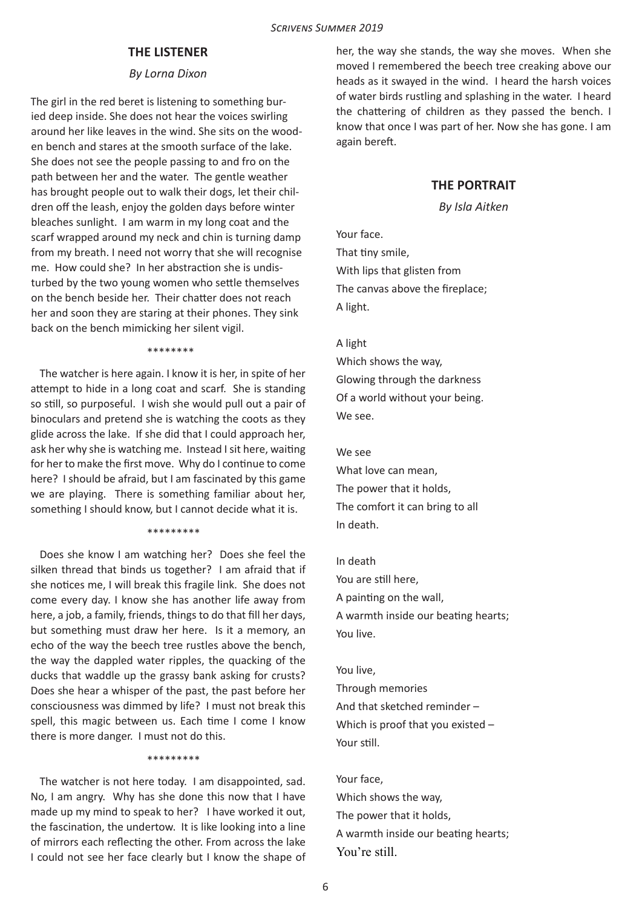## THE LISTENER

*By Lorna Dixon*

The girl in the red beret is listening to something buried deep inside. She does not hear the voices swirling around her like leaves in the wind. She sits on the wooden bench and stares at the smooth surface of the lake. She does not see the people passing to and fro on the path between her and the water. The gentle weather has brought people out to walk their dogs, let their children off the leash, enjoy the golden days before winter bleaches sunlight. I am warm in my long coat and the scarf wrapped around my neck and chin is turning damp from my breath. I need not worry that she will recognise me. How could she? In her abstraction she is undisturbed by the two young women who settle themselves on the bench beside her. Their chatter does not reach her and soon they are staring at their phones. They sink back on the bench mimicking her silent vigil.

********

The watcher is here again. I know it is her, in spite of her attempt to hide in a long coat and scarf. She is standing so still, so purposeful. I wish she would pull out a pair of binoculars and pretend she is watching the coots as they glide across the lake. If she did that I could approach her, ask her why she is watching me. Instead I sit here, waiting for her to make the first move. Why do I continue to come here? I should be afraid, but I am fascinated by this game we are playing. There is something familiar about her, something I should know, but I cannot decide what it is.

*********

Does she know I am watching her? Does she feel the silken thread that binds us together? I am afraid that if she notices me, I will break this fragile link. She does not come every day. I know she has another life away from here, a job, a family, friends, things to do that fill her days, but something must draw her here. Is it a memory, an echo of the way the beech tree rustles above the bench, the way the dappled water ripples, the quacking of the ducks that waddle up the grassy bank asking for crusts? Does she hear a whisper of the past, the past before her consciousness was dimmed by life? I must not break this spell, this magic between us. Each time I come I know there is more danger. I must not do this.

*********

The watcher is not here today. I am disappointed, sad. No, I am angry. Why has she done this now that I have made up my mind to speak to her? I have worked it out, the fascination, the undertow. It is like looking into a line of mirrors each reflecting the other. From across the lake I could not see her face clearly but I know the shape of her, the way she stands, the way she moves. When she moved I remembered the beech tree creaking above our heads as it swayed in the wind. I heard the harsh voices of water birds rustling and splashing in the water. I heard the chattering of children as they passed the bench. I know that once I was part of her. Now she has gone. I am again bereft.

## THE PORTRAIT

*By Isla Aitken*

Your face.
That tiny smile,
With lips that glisten from
The canvas above the fireplace;
A light.

A light
Which shows the way,
Glowing through the darkness
Of a world without your being.
We see.

We see
What love can mean,
The power that it holds,
The comfort it can bring to all
In death.

In death
You are still here,
A painting on the wall,
A warmth inside our beating hearts;
You live.

You live,
Through memories
And that sketched reminder –
Which is proof that you existed –
Your still.

Your face,
Which shows the way,
The power that it holds,
A warmth inside our beating hearts;
You're still.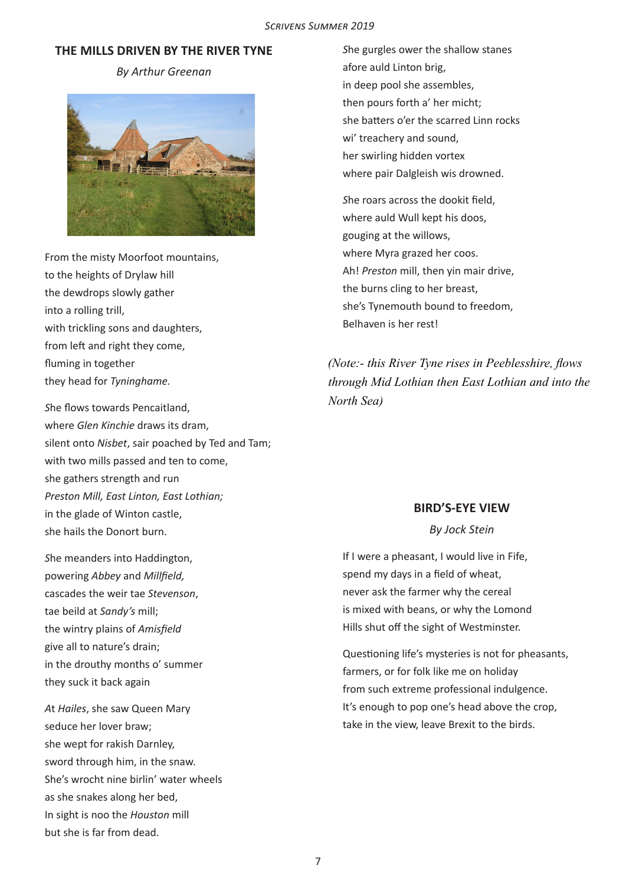## THE MILLS DRIVEN BY THE RIVER TYNE

*By Arthur Greenan*

From the misty Moorfoot mountains,
to the heights of Drylaw hill
the dewdrops slowly gather
into a rolling trill,
with trickling sons and daughters,
from left and right they come,
fluming in together
they head for *Tyninghame*.

She flows towards Pencaitland,
where *Glen Kinchie* draws its dram,
silent onto *Nisbet*, sair poached by Ted and Tam;
with two mills passed and ten to come,
she gathers strength and run
*Preston Mill, East Linton, East Lothian;*
in the glade of Winton castle,
she hails the Donort burn.

She meanders into Haddington,
powering *Abbey* and *Millfield,*
cascades the weir tae *Stevenson*,
tae beild at *Sandy's* mill;
the wintry plains of *Amisfield*
give all to nature's drain;
in the drouthy months o' summer
they suck it back again

*At Hailes*, she saw Queen Mary
seduce her lover braw;
she wept for rakish Darnley,
sword through him, in the snaw.
She's wrocht nine birlin' water wheels
as she snakes along her bed,
In sight is noo the *Houston* mill
but she is far from dead.

She gurgles ower the shallow stanes
afore auld Linton brig,
in deep pool she assembles,
then pours forth a' her micht;
she batters o'er the scarred Linn rocks
wi' treachery and sound,
her swirling hidden vortex
where pair Dalgleish wis drowned.

She roars across the dookit field,
where auld Wull kept his doos,
gouging at the willows,
where Myra grazed her coos.
Ah! *Preston* mill, then yin mair drive,
the burns cling to her breast,
she's Tynemouth bound to freedom,
Belhaven is her rest!

*(Note:- this River Tyne rises in Peeblesshire, flows through Mid Lothian then East Lothian and into the North Sea)*

## BIRD'S-EYE VIEW

*By Jock Stein*

If I were a pheasant, I would live in Fife,
spend my days in a field of wheat,
never ask the farmer why the cereal
is mixed with beans, or why the Lomond
Hills shut off the sight of Westminster.

Questioning life's mysteries is not for pheasants,
farmers, or for folk like me on holiday
from such extreme professional indulgence.
It's enough to pop one's head above the crop,
take in the view, leave Brexit to the birds.